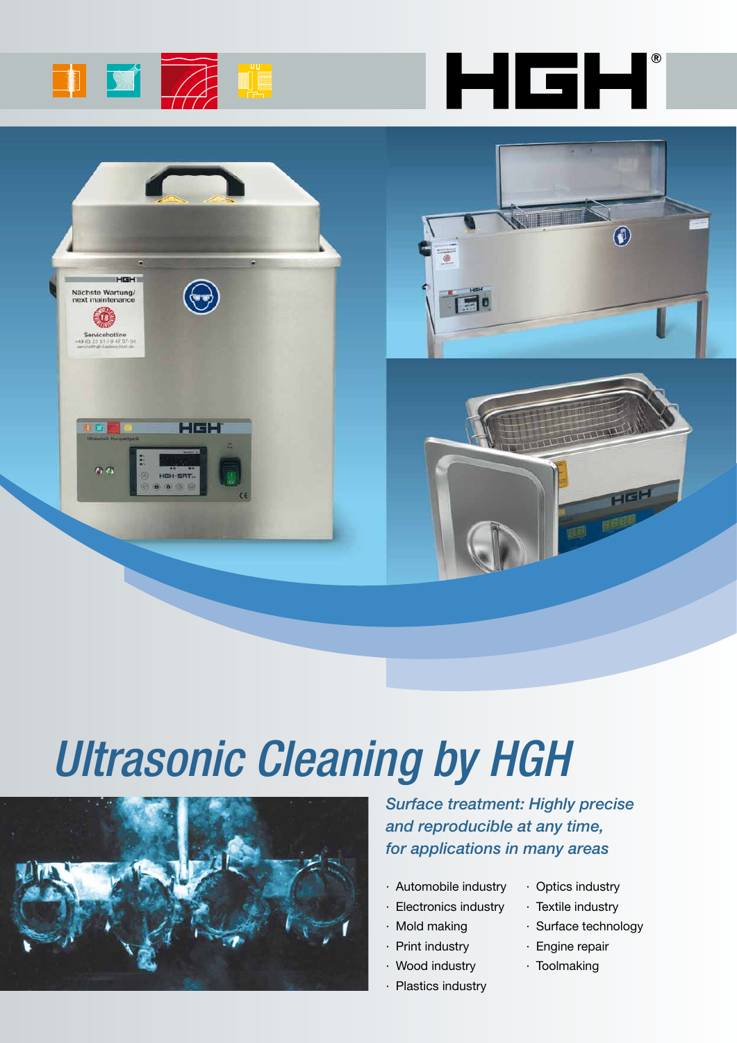# Ultrasonic Cleaning by HGH

*Surface treatment: Highly precise and reproducible at any time, for applications in many areas*

- Automobile industry
- Electronics industry
- Mold making
- Print industry
- Wood industry
- Plastics industry
- Optics industry
- Textile industry
- Surface technology
- Engine repair
- Toolmaking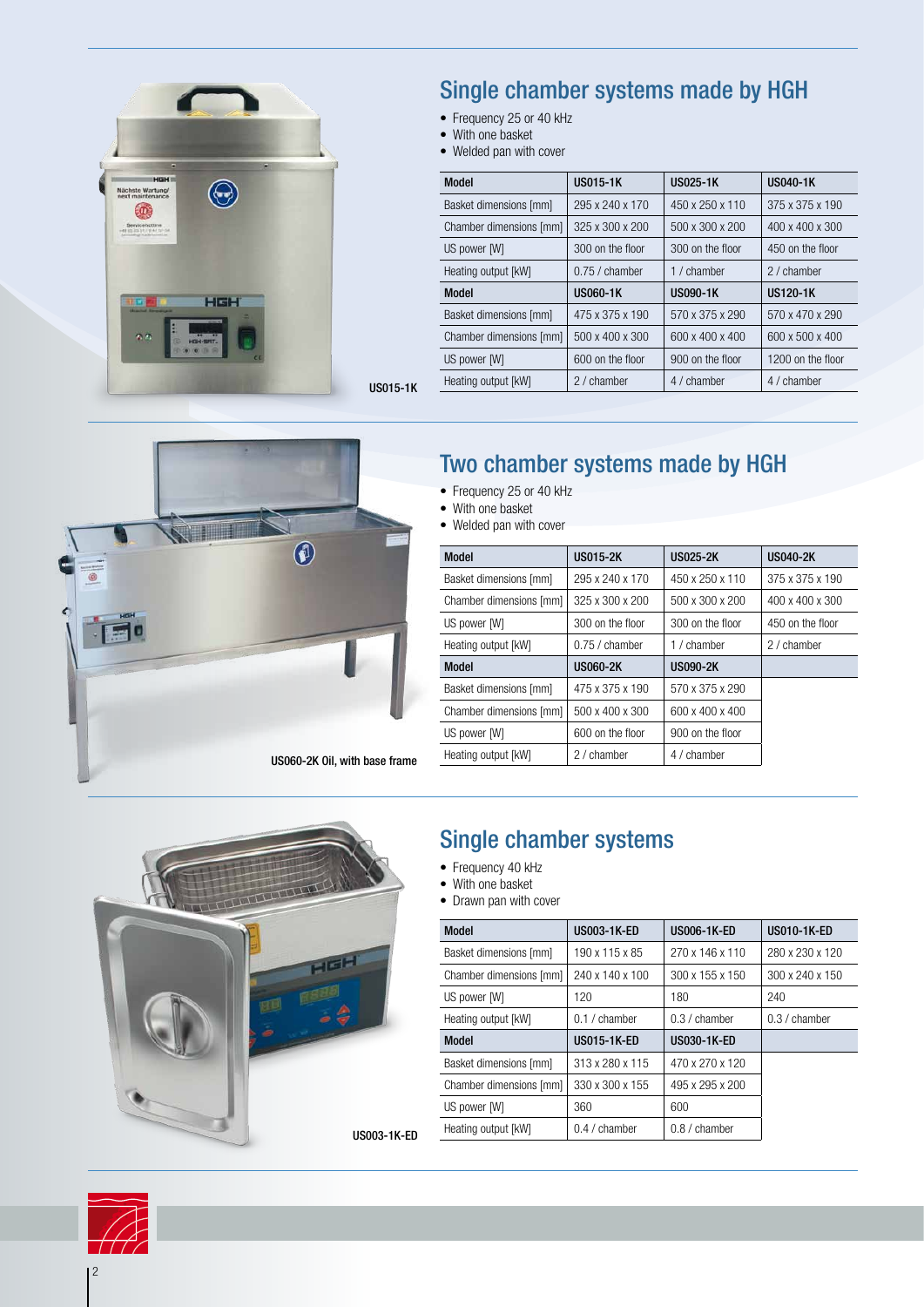## Single chamber systems made by HGH

- Frequency 25 or 40 kHz
- With one basket
- Welded pan with cover

| Model | US015-1K | US025-1K | US040-1K |
|---|---|---|---|
| Basket dimensions [mm] | 295 x 240 x 170 | 450 x 250 x 110 | 375 x 375 x 190 |
| Chamber dimensions [mm] | 325 x 300 x 200 | 500 x 300 x 200 | 400 x 400 x 300 |
| US power [W] | 300 on the floor | 300 on the floor | 450 on the floor |
| Heating output [kW] | 0.75 / chamber | 1 / chamber | 2 / chamber |
| **Model** | **US060-1K** | **US090-1K** | **US120-1K** |
| Basket dimensions [mm] | 475 x 375 x 190 | 570 x 375 x 290 | 570 x 470 x 290 |
| Chamber dimensions [mm] | 500 x 400 x 300 | 600 x 400 x 400 | 600 x 500 x 400 |
| US power [W] | 600 on the floor | 900 on the floor | 1200 on the floor |
| Heating output [kW] | 2 / chamber | 4 / chamber | 4 / chamber |

US015-1K

## Two chamber systems made by HGH

- Frequency 25 or 40 kHz
- With one basket
- Welded pan with cover

| Model | US015-2K | US025-2K | US040-2K |
|---|---|---|---|
| Basket dimensions [mm] | 295 x 240 x 170 | 450 x 250 x 110 | 375 x 375 x 190 |
| Chamber dimensions [mm] | 325 x 300 x 200 | 500 x 300 x 200 | 400 x 400 x 300 |
| US power [W] | 300 on the floor | 300 on the floor | 450 on the floor |
| Heating output [kW] | 0.75 / chamber | 1 / chamber | 2 / chamber |
| **Model** | **US060-2K** | **US090-2K** | |
| Basket dimensions [mm] | 475 x 375 x 190 | 570 x 375 x 290 | |
| Chamber dimensions [mm] | 500 x 400 x 300 | 600 x 400 x 400 | |
| US power [W] | 600 on the floor | 900 on the floor | |
| Heating output [kW] | 2 / chamber | 4 / chamber | |

US060-2K Oil, with base frame

## Single chamber systems

- Frequency 40 kHz
- With one basket
- Drawn pan with cover

| Model | US003-1K-ED | US006-1K-ED | US010-1K-ED |
|---|---|---|---|
| Basket dimensions [mm] | 190 x 115 x 85 | 270 x 146 x 110 | 280 x 230 x 120 |
| Chamber dimensions [mm] | 240 x 140 x 100 | 300 x 155 x 150 | 300 x 240 x 150 |
| US power [W] | 120 | 180 | 240 |
| Heating output [kW] | 0.1 / chamber | 0.3 / chamber | 0.3 / chamber |
| **Model** | **US015-1K-ED** | **US030-1K-ED** | |
| Basket dimensions [mm] | 313 x 280 x 115 | 470 x 270 x 120 | |
| Chamber dimensions [mm] | 330 x 300 x 155 | 495 x 295 x 200 | |
| US power [W] | 360 | 600 | |
| Heating output [kW] | 0.4 / chamber | 0.8 / chamber | |

US003-1K-ED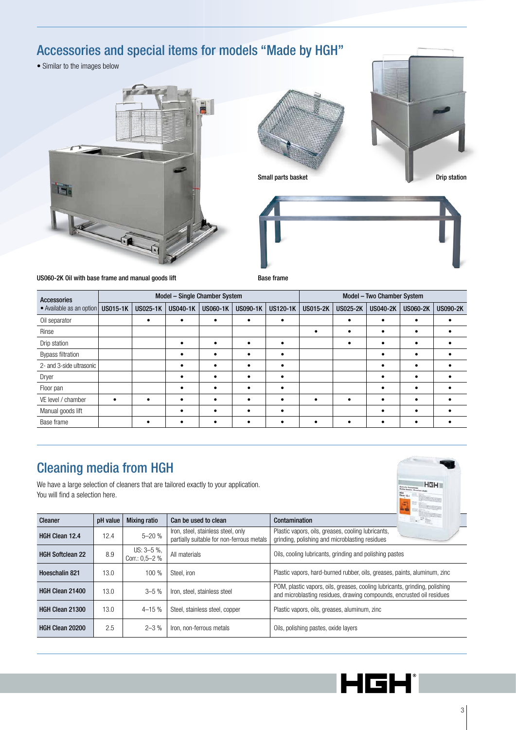## Accessories and special items for models "Made by HGH"

• Similar to the images below

Small parts basket

Drip station

US060-2K Oil with base frame and manual goods lift

Base frame

| Accessories | Model – Single Chamber System | | | | | | Model – Two Chamber System | | | | |
|---|---|---|---|---|---|---|---|---|---|---|---|
| • Available as an option | US015-1K | US025-1K | US040-1K | US060-1K | US090-1K | US120-1K | US015-2K | US025-2K | US040-2K | US060-2K | US090-2K |
| Oil separator | | • | • | • | • | • | | • | • | • | • |
| Rinse | | | | | | | • | • | • | • | • |
| Drip station | | | • | • | • | • | | • | • | • | • |
| Bypass filtration | | | • | • | • | • | | | • | • | • |
| 2- and 3-side ultrasonic | | | • | • | • | • | | | • | • | • |
| Dryer | | | • | • | • | • | | | • | • | • |
| Floor pan | | | • | • | • | • | | | • | • | • |
| VE level / chamber | • | • | • | • | • | • | • | • | • | • | • |
| Manual goods lift | | | • | • | • | • | | | • | • | • |
| Base frame | | • | • | • | • | • | • | • | • | • | • |

## Cleaning media from HGH

We have a large selection of cleaners that are tailored exactly to your application.
You will find a selection here.

| Cleaner | pH value | Mixing ratio | Can be used to clean | Contamination |
|---|---|---|---|---|
| **HGH Clean 12.4** | 12.4 | 5–20 % | Iron, steel, stainless steel, only partially suitable for non-ferrous metals | Plastic vapors, oils, greases, cooling lubricants, grinding, polishing and microblasting residues |
| **HGH Softclean 22** | 8.9 | US: 3–5 %, Corr.: 0,5–2 % | All materials | Oils, cooling lubricants, grinding and polishing pastes |
| **Hoeschalin 821** | 13.0 | 100 % | Steel, iron | Plastic vapors, hard-burned rubber, oils, greases, paints, aluminum, zinc |
| **HGH Clean 21400** | 13.0 | 3–5 % | Iron, steel, stainless steel | POM, plastic vapors, oils, greases, cooling lubricants, grinding, polishing and microblasting residues, drawing compounds, encrusted oil residues |
| **HGH Clean 21300** | 13.0 | 4–15 % | Steel, stainless steel, copper | Plastic vapors, oils, greases, aluminum, zinc |
| **HGH Clean 20200** | 2.5 | 2–3 % | Iron, non-ferrous metals | Oils, polishing pastes, oxide layers |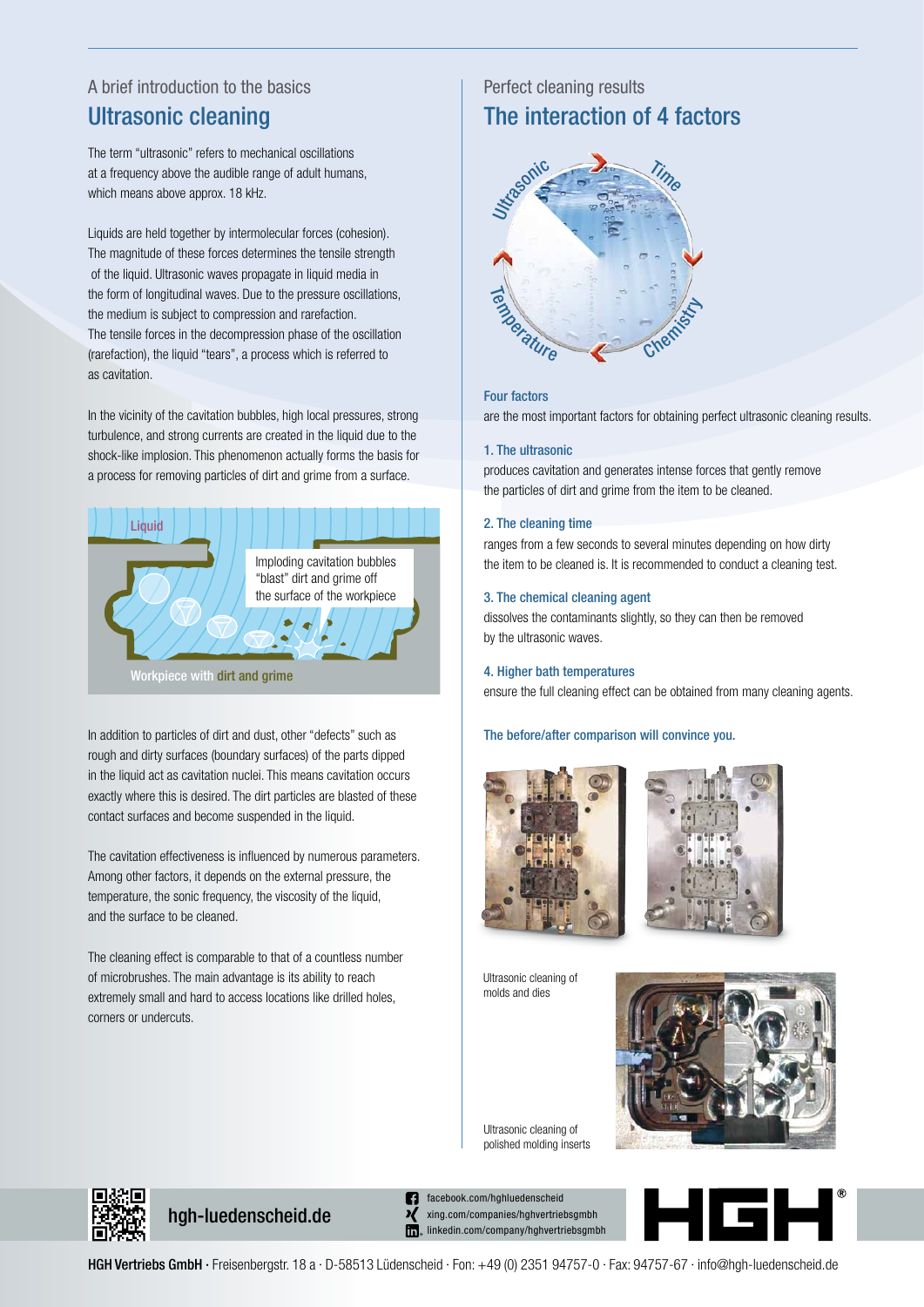A brief introduction to the basics

## Ultrasonic cleaning

The term "ultrasonic" refers to mechanical oscillations at a frequency above the audible range of adult humans, which means above approx. 18 kHz.

Liquids are held together by intermolecular forces (cohesion). The magnitude of these forces determines the tensile strength of the liquid. Ultrasonic waves propagate in liquid media in the form of longitudinal waves. Due to the pressure oscillations, the medium is subject to compression and rarefaction. The tensile forces in the decompression phase of the oscillation (rarefaction), the liquid "tears", a process which is referred to as cavitation.

In the vicinity of the cavitation bubbles, high local pressures, strong turbulence, and strong currents are created in the liquid due to the shock-like implosion. This phenomenon actually forms the basis for a process for removing particles of dirt and grime from a surface.

Liquid

Imploding cavitation bubbles "blast" dirt and grime off the surface of the workpiece

Workpiece with dirt and grime

In addition to particles of dirt and dust, other "defects" such as rough and dirty surfaces (boundary surfaces) of the parts dipped in the liquid act as cavitation nuclei. This means cavitation occurs exactly where this is desired. The dirt particles are blasted of these contact surfaces and become suspended in the liquid.

The cavitation effectiveness is influenced by numerous parameters. Among other factors, it depends on the external pressure, the temperature, the sonic frequency, the viscosity of the liquid, and the surface to be cleaned.

The cleaning effect is comparable to that of a countless number of microbrushes. The main advantage is its ability to reach extremely small and hard to access locations like drilled holes, corners or undercuts.

Perfect cleaning results

## The interaction of 4 factors

Ultrasonic

Time

Chemistry

Temperature

**Four factors**
are the most important factors for obtaining perfect ultrasonic cleaning results.

**1. The ultrasonic**
produces cavitation and generates intense forces that gently remove the particles of dirt and grime from the item to be cleaned.

**2. The cleaning time**
ranges from a few seconds to several minutes depending on how dirty the item to be cleaned is. It is recommended to conduct a cleaning test.

**3. The chemical cleaning agent**
dissolves the contaminants slightly, so they can then be removed by the ultrasonic waves.

**4. Higher bath temperatures**
ensure the full cleaning effect can be obtained from many cleaning agents.

**The before/after comparison will convince you.**

Ultrasonic cleaning of molds and dies

Ultrasonic cleaning of polished molding inserts

hgh-luedenscheid.de

facebook.com/hghluedenscheid
xing.com/companies/hghvertriebsgmbh
linkedin.com/company/hghvertriebsgmbh

HGH®

**HGH Vertriebs GmbH** · Freisenbergstr. 18 a · D-58513 Lüdenscheid · Fon: +49 (0) 2351 94757-0 · Fax: 94757-67 · info@hgh-luedenscheid.de